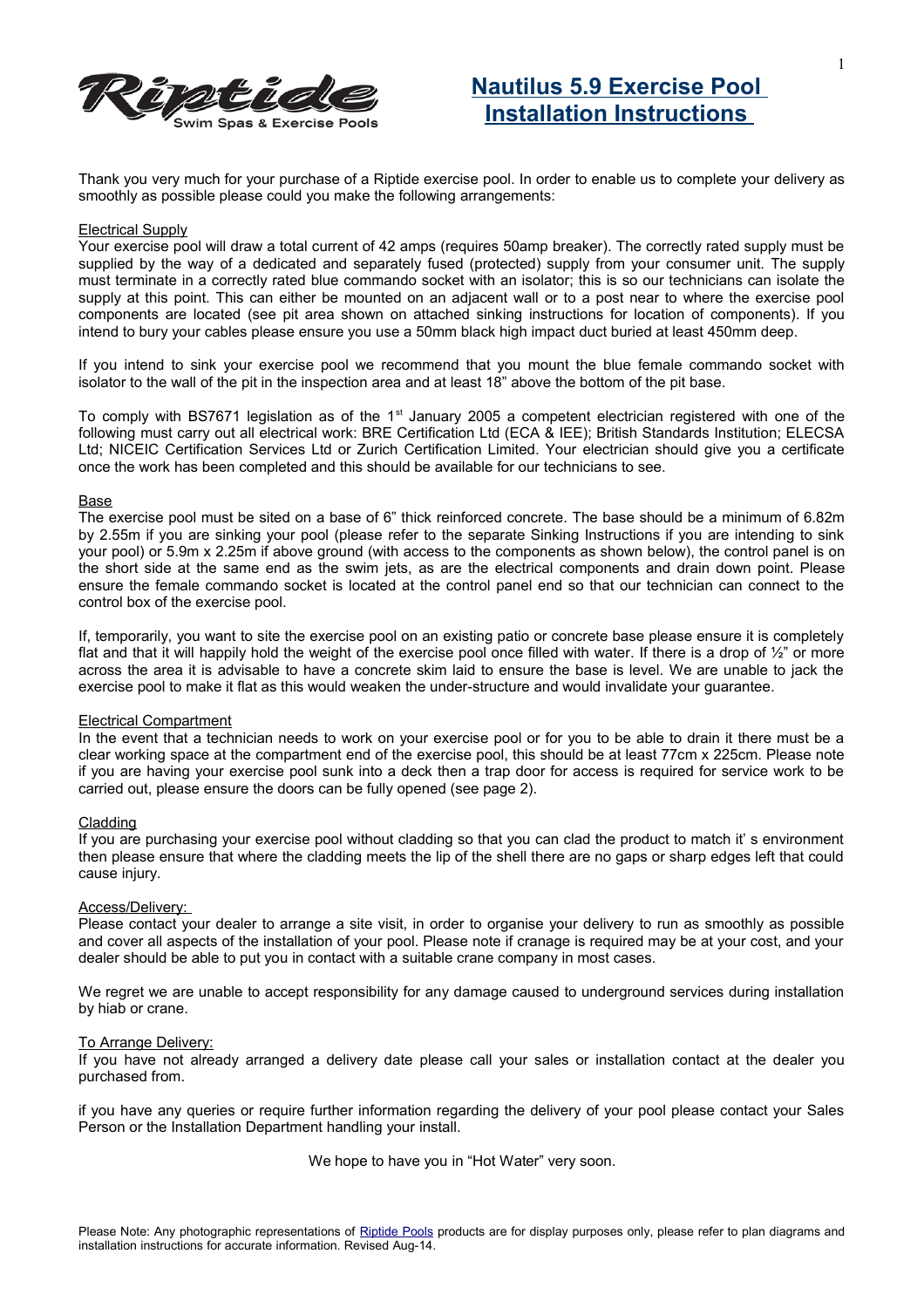# Nautilus 5.9 Exercise Pool Installation Instructions

Thank you very much for your purchase of a Riptide exercise pool. In order to enable us to complete your delivery as smoothly as possible please could you make the following arrangements:

## Electrical Supply

Your exercise pool will draw a total current of 42 amps (requires 50amp breaker). The correctly rated supply must be supplied by the way of a dedicated and separately fused (protected) supply from your consumer unit. The supply must terminate in a correctly rated blue commando socket with an isolator; this is so our technicians can isolate the supply at this point. This can either be mounted on an adjacent wall or to a post near to where the exercise pool components are located (see pit area shown on attached sinking instructions for location of components). If you intend to bury your cables please ensure you use a 50mm black high impact duct buried at least 450mm deep.

If you intend to sink your exercise pool we recommend that you mount the blue female commando socket with isolator to the wall of the pit in the inspection area and at least 18" above the bottom of the pit base.

To comply with BS7671 legislation as of the 1st January 2005 a competent electrician registered with one of the following must carry out all electrical work: BRE Certification Ltd (ECA & IEE); British Standards Institution; ELECSA Ltd; NICEIC Certification Services Ltd or Zurich Certification Limited. Your electrician should give you a certificate once the work has been completed and this should be available for our technicians to see.

## Base

The exercise pool must be sited on a base of 6" thick reinforced concrete. The base should be a minimum of 6.82m by 2.55m if you are sinking your pool (please refer to the separate Sinking Instructions if you are intending to sink your pool) or 5.9m x 2.25m if above ground (with access to the components as shown below), the control panel is on the short side at the same end as the swim jets, as are the electrical components and drain down point. Please ensure the female commando socket is located at the control panel end so that our technician can connect to the control box of the exercise pool.

If, temporarily, you want to site the exercise pool on an existing patio or concrete base please ensure it is completely flat and that it will happily hold the weight of the exercise pool once filled with water. If there is a drop of ½" or more across the area it is advisable to have a concrete skim laid to ensure the base is level. We are unable to jack the exercise pool to make it flat as this would weaken the under-structure and would invalidate your guarantee.

## Electrical Compartment

In the event that a technician needs to work on your exercise pool or for you to be able to drain it there must be a clear working space at the compartment end of the exercise pool, this should be at least 77cm x 225cm. Please note if you are having your exercise pool sunk into a deck then a trap door for access is required for service work to be carried out, please ensure the doors can be fully opened (see page 2).

## Cladding

If you are purchasing your exercise pool without cladding so that you can clad the product to match it' s environment then please ensure that where the cladding meets the lip of the shell there are no gaps or sharp edges left that could cause injury.

## Access/Delivery:

Please contact your dealer to arrange a site visit, in order to organise your delivery to run as smoothly as possible and cover all aspects of the installation of your pool. Please note if cranage is required may be at your cost, and your dealer should be able to put you in contact with a suitable crane company in most cases.

We regret we are unable to accept responsibility for any damage caused to underground services during installation by hiab or crane.

## To Arrange Delivery:

If you have not already arranged a delivery date please call your sales or installation contact at the dealer you purchased from.

if you have any queries or require further information regarding the delivery of your pool please contact your Sales Person or the Installation Department handling your install.

We hope to have you in "Hot Water" very soon.

Please Note: Any photographic representations of Riptide Pools products are for display purposes only, please refer to plan diagrams and installation instructions for accurate information. Revised Aug-14.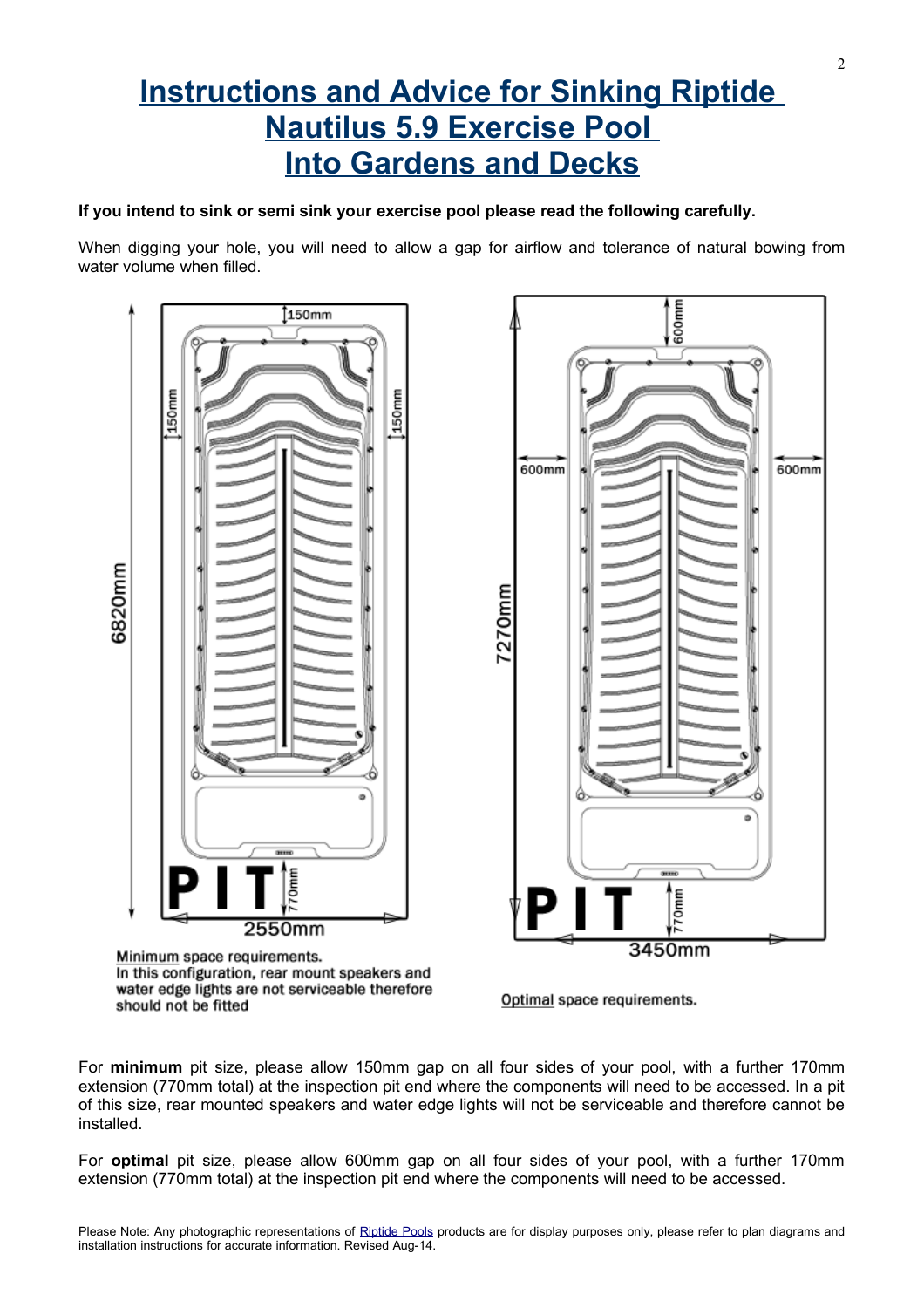# Instructions and Advice for Sinking Riptide Nautilus 5.9 Exercise Pool Into Gardens and Decks

**If you intend to sink or semi sink your exercise pool please read the following carefully.**

When digging your hole, you will need to allow a gap for airflow and tolerance of natural bowing from water volume when filled.

Minimum space requirements.
In this configuration, rear mount speakers and water edge lights are not serviceable therefore should not be fitted

Optimal space requirements.

For **minimum** pit size, please allow 150mm gap on all four sides of your pool, with a further 170mm extension (770mm total) at the inspection pit end where the components will need to be accessed. In a pit of this size, rear mounted speakers and water edge lights will not be serviceable and therefore cannot be installed.

For **optimal** pit size, please allow 600mm gap on all four sides of your pool, with a further 170mm extension (770mm total) at the inspection pit end where the components will need to be accessed.

Please Note: Any photographic representations of Riptide Pools products are for display purposes only, please refer to plan diagrams and installation instructions for accurate information. Revised Aug-14.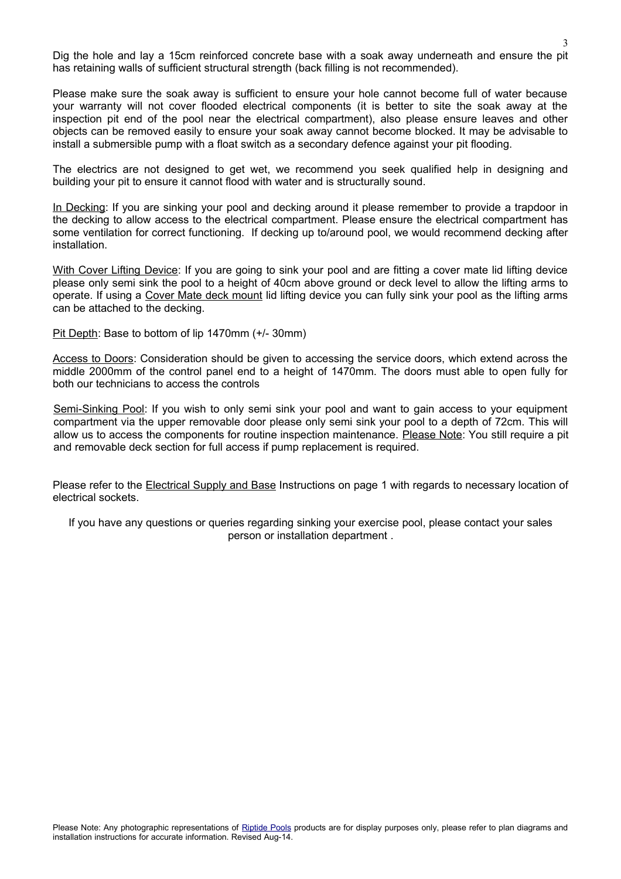Dig the hole and lay a 15cm reinforced concrete base with a soak away underneath and ensure the pit has retaining walls of sufficient structural strength (back filling is not recommended).

Please make sure the soak away is sufficient to ensure your hole cannot become full of water because your warranty will not cover flooded electrical components (it is better to site the soak away at the inspection pit end of the pool near the electrical compartment), also please ensure leaves and other objects can be removed easily to ensure your soak away cannot become blocked. It may be advisable to install a submersible pump with a float switch as a secondary defence against your pit flooding.

The electrics are not designed to get wet, we recommend you seek qualified help in designing and building your pit to ensure it cannot flood with water and is structurally sound.

In Decking: If you are sinking your pool and decking around it please remember to provide a trapdoor in the decking to allow access to the electrical compartment. Please ensure the electrical compartment has some ventilation for correct functioning. If decking up to/around pool, we would recommend decking after installation.

With Cover Lifting Device: If you are going to sink your pool and are fitting a cover mate lid lifting device please only semi sink the pool to a height of 40cm above ground or deck level to allow the lifting arms to operate. If using a Cover Mate deck mount lid lifting device you can fully sink your pool as the lifting arms can be attached to the decking.

Pit Depth: Base to bottom of lip 1470mm (+/- 30mm)

Access to Doors: Consideration should be given to accessing the service doors, which extend across the middle 2000mm of the control panel end to a height of 1470mm. The doors must able to open fully for both our technicians to access the controls

Semi-Sinking Pool: If you wish to only semi sink your pool and want to gain access to your equipment compartment via the upper removable door please only semi sink your pool to a depth of 72cm. This will allow us to access the components for routine inspection maintenance. Please Note: You still require a pit and removable deck section for full access if pump replacement is required.

Please refer to the Electrical Supply and Base Instructions on page 1 with regards to necessary location of electrical sockets.

If you have any questions or queries regarding sinking your exercise pool, please contact your sales person or installation department .

Please Note: Any photographic representations of Riptide Pools products are for display purposes only, please refer to plan diagrams and installation instructions for accurate information. Revised Aug-14.